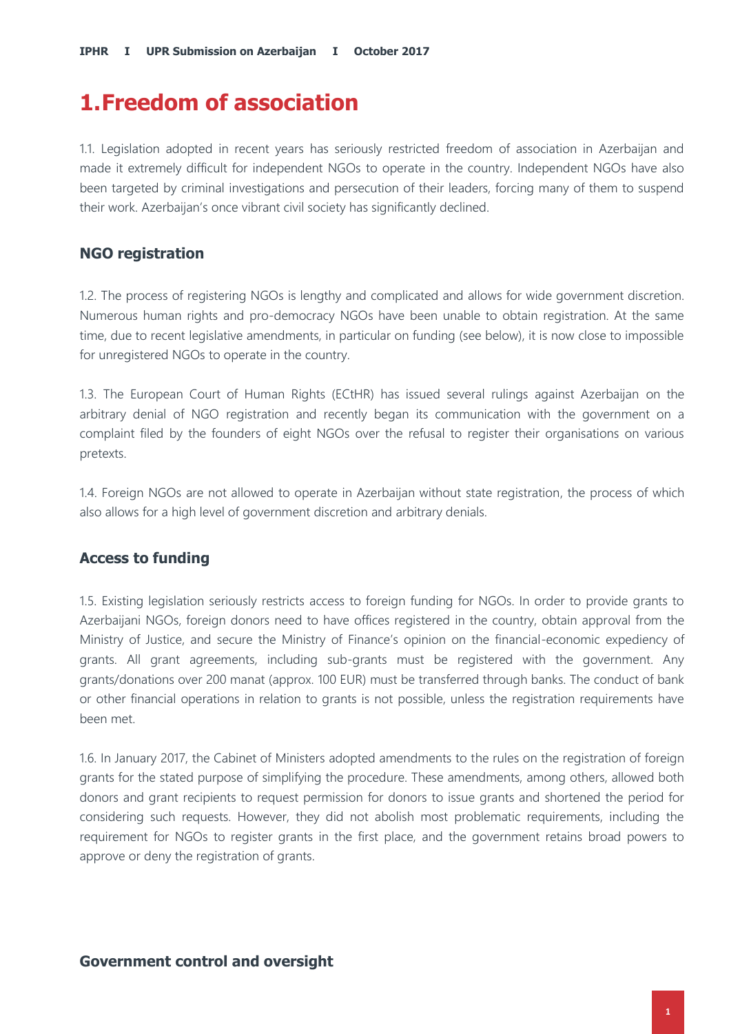# 1. Freedom of association

1.1. Legislation adopted in recent years has seriously restricted freedom of association in Azerbaijan and made it extremely difficult for independent NGOs to operate in the country. Independent NGOs have also been targeted by criminal investigations and persecution of their leaders, forcing many of them to suspend their work. Azerbaijan's once vibrant civil society has significantly declined.

### NGO registration

1.2. The process of registering NGOs is lengthy and complicated and allows for wide government discretion. Numerous human rights and pro-democracy NGOs have been unable to obtain registration. At the same time, due to recent legislative amendments, in particular on funding (see below), it is now close to impossible for unregistered NGOs to operate in the country.

1.3. The European Court of Human Rights (ECtHR) has issued several rulings against Azerbaijan on the arbitrary denial of NGO registration and recently began its communication with the government on a complaint filed by the founders of eight NGOs over the refusal to register their organisations on various pretexts.

1.4. Foreign NGOs are not allowed to operate in Azerbaijan without state registration, the process of which also allows for a high level of government discretion and arbitrary denials.

### Access to funding

1.5. Existing legislation seriously restricts access to foreign funding for NGOs. In order to provide grants to Azerbaijani NGOs, foreign donors need to have offices registered in the country, obtain approval from the Ministry of Justice, and secure the Ministry of Finance's opinion on the financial-economic expediency of grants. All grant agreements, including sub-grants must be registered with the government. Any grants/donations over 200 manat (approx. 100 EUR) must be transferred through banks. The conduct of bank or other financial operations in relation to grants is not possible, unless the registration requirements have been met.

1.6. In January 2017, the Cabinet of Ministers adopted amendments to the rules on the registration of foreign grants for the stated purpose of simplifying the procedure. These amendments, among others, allowed both donors and grant recipients to request permission for donors to issue grants and shortened the period for considering such requests. However, they did not abolish most problematic requirements, including the requirement for NGOs to register grants in the first place, and the government retains broad powers to approve or deny the registration of grants.

### Government control and oversight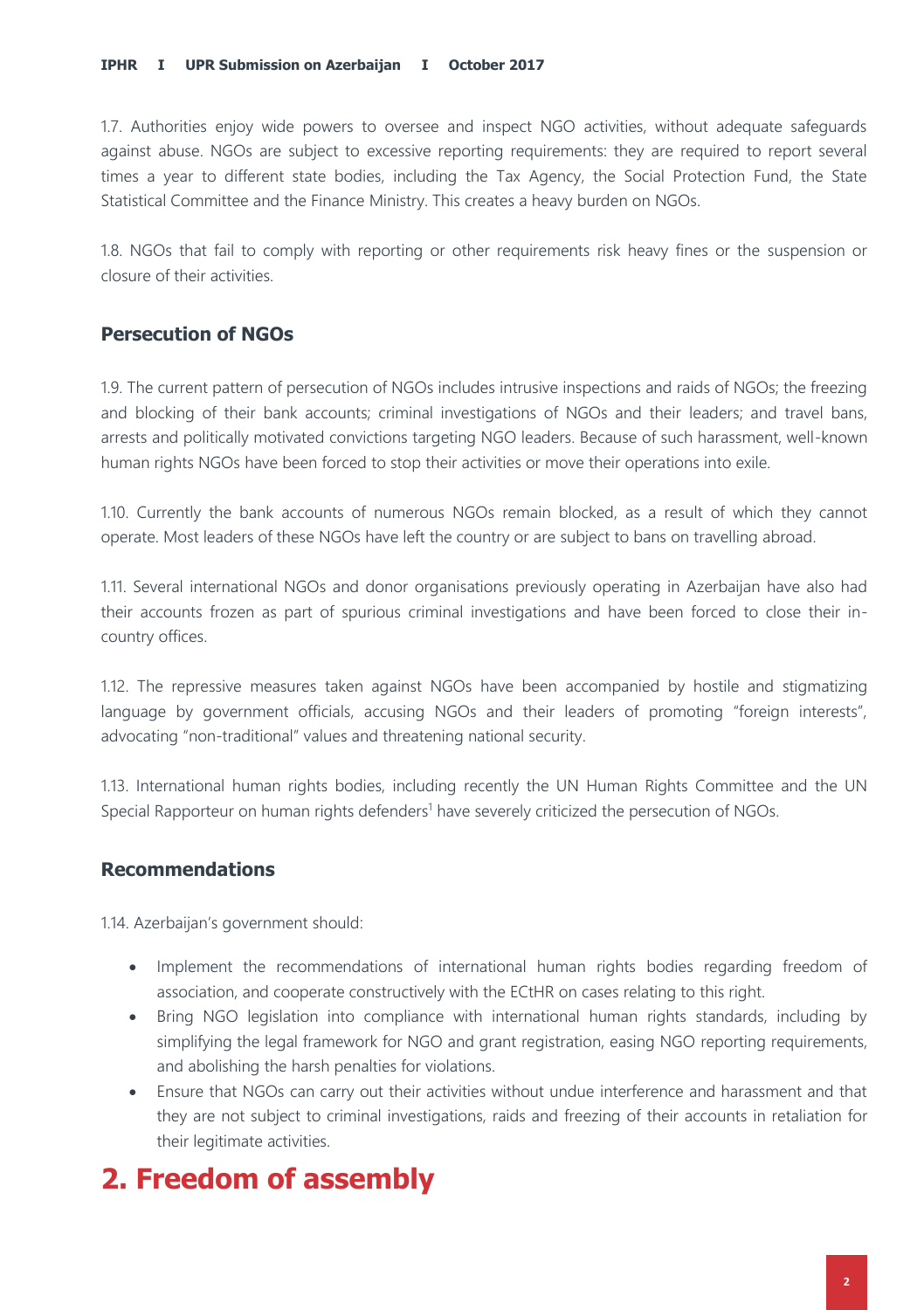1.7. Authorities enjoy wide powers to oversee and inspect NGO activities, without adequate safeguards against abuse. NGOs are subject to excessive reporting requirements: they are required to report several times a year to different state bodies, including the Tax Agency, the Social Protection Fund, the State Statistical Committee and the Finance Ministry. This creates a heavy burden on NGOs.

1.8. NGOs that fail to comply with reporting or other requirements risk heavy fines or the suspension or closure of their activities.

### Persecution of NGOs

1.9. The current pattern of persecution of NGOs includes intrusive inspections and raids of NGOs; the freezing and blocking of their bank accounts; criminal investigations of NGOs and their leaders; and travel bans, arrests and politically motivated convictions targeting NGO leaders. Because of such harassment, well-known human rights NGOs have been forced to stop their activities or move their operations into exile.

1.10. Currently the bank accounts of numerous NGOs remain blocked, as a result of which they cannot operate. Most leaders of these NGOs have left the country or are subject to bans on travelling abroad.

1.11. Several international NGOs and donor organisations previously operating in Azerbaijan have also had their accounts frozen as part of spurious criminal investigations and have been forced to close their in-country offices.

1.12. The repressive measures taken against NGOs have been accompanied by hostile and stigmatizing language by government officials, accusing NGOs and their leaders of promoting "foreign interests", advocating "non-traditional" values and threatening national security.

1.13. International human rights bodies, including recently the UN Human Rights Committee and the UN Special Rapporteur on human rights defenders[1] have severely criticized the persecution of NGOs.

### Recommendations

1.14. Azerbaijan's government should:

- Implement the recommendations of international human rights bodies regarding freedom of association, and cooperate constructively with the ECtHR on cases relating to this right.
- Bring NGO legislation into compliance with international human rights standards, including by simplifying the legal framework for NGO and grant registration, easing NGO reporting requirements, and abolishing the harsh penalties for violations.
- Ensure that NGOs can carry out their activities without undue interference and harassment and that they are not subject to criminal investigations, raids and freezing of their accounts in retaliation for their legitimate activities.

## 2. Freedom of assembly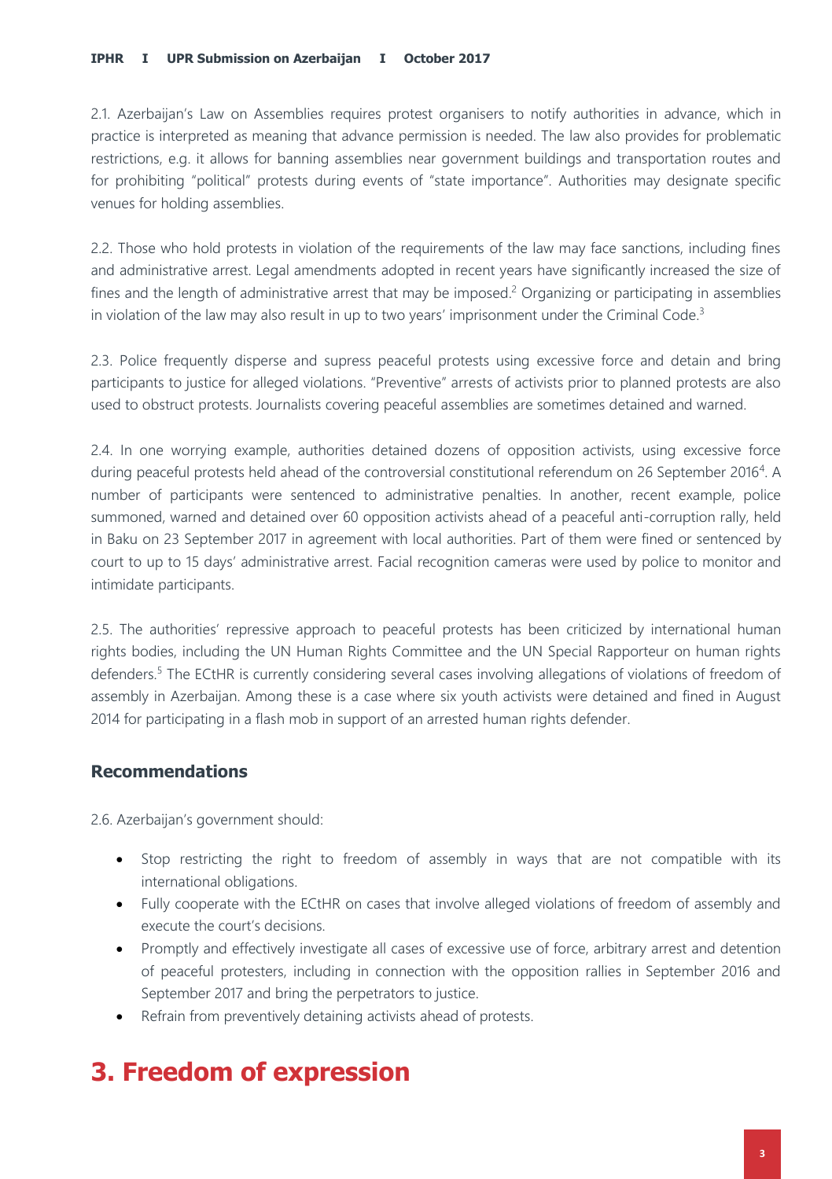2.1. Azerbaijan's Law on Assemblies requires protest organisers to notify authorities in advance, which in practice is interpreted as meaning that advance permission is needed. The law also provides for problematic restrictions, e.g. it allows for banning assemblies near government buildings and transportation routes and for prohibiting "political" protests during events of "state importance". Authorities may designate specific venues for holding assemblies.

2.2. Those who hold protests in violation of the requirements of the law may face sanctions, including fines and administrative arrest. Legal amendments adopted in recent years have significantly increased the size of fines and the length of administrative arrest that may be imposed.[2] Organizing or participating in assemblies in violation of the law may also result in up to two years' imprisonment under the Criminal Code.[3]

2.3. Police frequently disperse and supress peaceful protests using excessive force and detain and bring participants to justice for alleged violations. "Preventive" arrests of activists prior to planned protests are also used to obstruct protests. Journalists covering peaceful assemblies are sometimes detained and warned.

2.4. In one worrying example, authorities detained dozens of opposition activists, using excessive force during peaceful protests held ahead of the controversial constitutional referendum on 26 September 2016[4]. A number of participants were sentenced to administrative penalties. In another, recent example, police summoned, warned and detained over 60 opposition activists ahead of a peaceful anti-corruption rally, held in Baku on 23 September 2017 in agreement with local authorities. Part of them were fined or sentenced by court to up to 15 days' administrative arrest. Facial recognition cameras were used by police to monitor and intimidate participants.

2.5. The authorities' repressive approach to peaceful protests has been criticized by international human rights bodies, including the UN Human Rights Committee and the UN Special Rapporteur on human rights defenders.[5] The ECtHR is currently considering several cases involving allegations of violations of freedom of assembly in Azerbaijan. Among these is a case where six youth activists were detained and fined in August 2014 for participating in a flash mob in support of an arrested human rights defender.

### Recommendations

2.6. Azerbaijan's government should:

- Stop restricting the right to freedom of assembly in ways that are not compatible with its international obligations.
- Fully cooperate with the ECtHR on cases that involve alleged violations of freedom of assembly and execute the court's decisions.
- Promptly and effectively investigate all cases of excessive use of force, arbitrary arrest and detention of peaceful protesters, including in connection with the opposition rallies in September 2016 and September 2017 and bring the perpetrators to justice.
- Refrain from preventively detaining activists ahead of protests.

## 3. Freedom of expression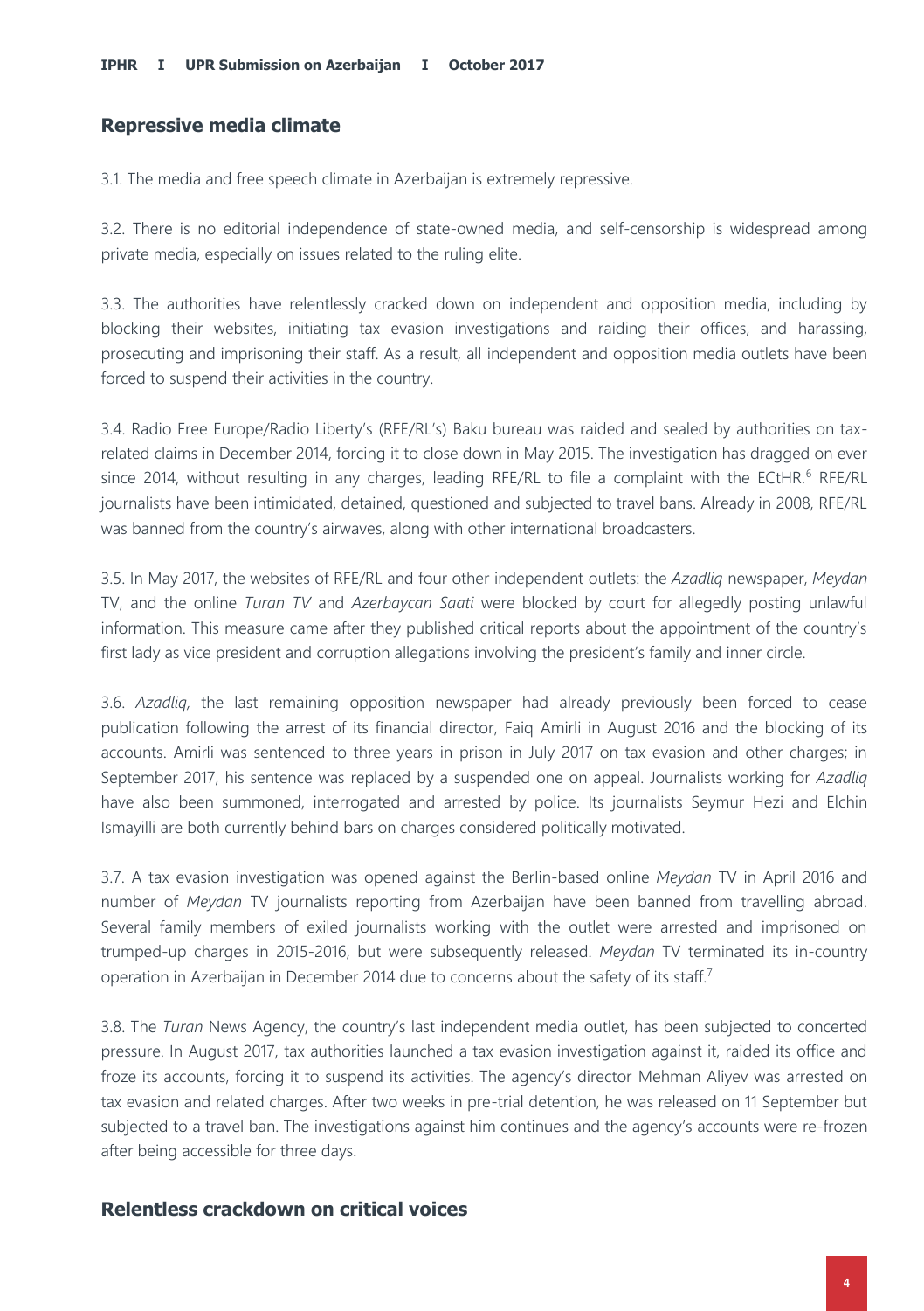## Repressive media climate

3.1. The media and free speech climate in Azerbaijan is extremely repressive.

3.2. There is no editorial independence of state-owned media, and self-censorship is widespread among private media, especially on issues related to the ruling elite.

3.3. The authorities have relentlessly cracked down on independent and opposition media, including by blocking their websites, initiating tax evasion investigations and raiding their offices, and harassing, prosecuting and imprisoning their staff. As a result, all independent and opposition media outlets have been forced to suspend their activities in the country.

3.4. Radio Free Europe/Radio Liberty's (RFE/RL's) Baku bureau was raided and sealed by authorities on tax-related claims in December 2014, forcing it to close down in May 2015. The investigation has dragged on ever since 2014, without resulting in any charges, leading RFE/RL to file a complaint with the ECtHR.[6] RFE/RL journalists have been intimidated, detained, questioned and subjected to travel bans. Already in 2008, RFE/RL was banned from the country's airwaves, along with other international broadcasters.

3.5. In May 2017, the websites of RFE/RL and four other independent outlets: the *Azadliq* newspaper, *Meydan* TV, and the online *Turan TV* and *Azerbaycan Saati* were blocked by court for allegedly posting unlawful information. This measure came after they published critical reports about the appointment of the country's first lady as vice president and corruption allegations involving the president's family and inner circle.

3.6. *Azadliq*, the last remaining opposition newspaper had already previously been forced to cease publication following the arrest of its financial director, Faiq Amirli in August 2016 and the blocking of its accounts. Amirli was sentenced to three years in prison in July 2017 on tax evasion and other charges; in September 2017, his sentence was replaced by a suspended one on appeal. Journalists working for *Azadliq* have also been summoned, interrogated and arrested by police. Its journalists Seymur Hezi and Elchin Ismayilli are both currently behind bars on charges considered politically motivated.

3.7. A tax evasion investigation was opened against the Berlin-based online *Meydan* TV in April 2016 and number of *Meydan* TV journalists reporting from Azerbaijan have been banned from travelling abroad. Several family members of exiled journalists working with the outlet were arrested and imprisoned on trumped-up charges in 2015-2016, but were subsequently released. *Meydan* TV terminated its in-country operation in Azerbaijan in December 2014 due to concerns about the safety of its staff.[7]

3.8. The *Turan* News Agency, the country's last independent media outlet, has been subjected to concerted pressure. In August 2017, tax authorities launched a tax evasion investigation against it, raided its office and froze its accounts, forcing it to suspend its activities. The agency's director Mehman Aliyev was arrested on tax evasion and related charges. After two weeks in pre-trial detention, he was released on 11 September but subjected to a travel ban. The investigations against him continues and the agency's accounts were re-frozen after being accessible for three days.

## Relentless crackdown on critical voices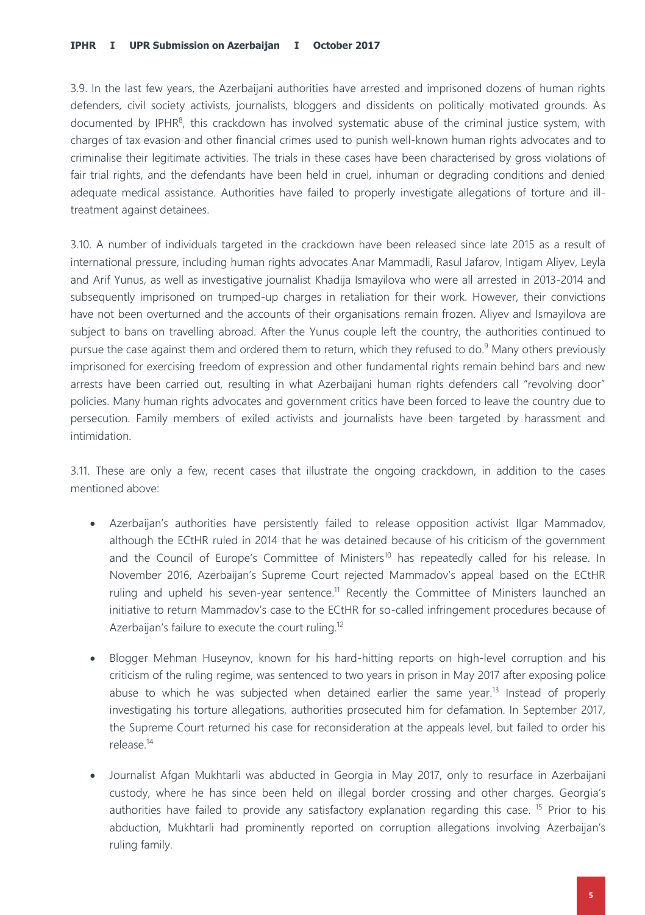3.9. In the last few years, the Azerbaijani authorities have arrested and imprisoned dozens of human rights defenders, civil society activists, journalists, bloggers and dissidents on politically motivated grounds. As documented by IPHR[8], this crackdown has involved systematic abuse of the criminal justice system, with charges of tax evasion and other financial crimes used to punish well-known human rights advocates and to criminalise their legitimate activities. The trials in these cases have been characterised by gross violations of fair trial rights, and the defendants have been held in cruel, inhuman or degrading conditions and denied adequate medical assistance. Authorities have failed to properly investigate allegations of torture and ill-treatment against detainees.

3.10. A number of individuals targeted in the crackdown have been released since late 2015 as a result of international pressure, including human rights advocates Anar Mammadli, Rasul Jafarov, Intigam Aliyev, Leyla and Arif Yunus, as well as investigative journalist Khadija Ismayilova who were all arrested in 2013-2014 and subsequently imprisoned on trumped-up charges in retaliation for their work. However, their convictions have not been overturned and the accounts of their organisations remain frozen. Aliyev and Ismayilova are subject to bans on travelling abroad. After the Yunus couple left the country, the authorities continued to pursue the case against them and ordered them to return, which they refused to do.[9] Many others previously imprisoned for exercising freedom of expression and other fundamental rights remain behind bars and new arrests have been carried out, resulting in what Azerbaijani human rights defenders call "revolving door" policies. Many human rights advocates and government critics have been forced to leave the country due to persecution. Family members of exiled activists and journalists have been targeted by harassment and intimidation.

3.11. These are only a few, recent cases that illustrate the ongoing crackdown, in addition to the cases mentioned above:

- Azerbaijan's authorities have persistently failed to release opposition activist Ilgar Mammadov, although the ECtHR ruled in 2014 that he was detained because of his criticism of the government and the Council of Europe's Committee of Ministers[10] has repeatedly called for his release. In November 2016, Azerbaijan's Supreme Court rejected Mammadov's appeal based on the ECtHR ruling and upheld his seven-year sentence.[11] Recently the Committee of Ministers launched an initiative to return Mammadov's case to the ECtHR for so-called infringement procedures because of Azerbaijan's failure to execute the court ruling.[12]

- Blogger Mehman Huseynov, known for his hard-hitting reports on high-level corruption and his criticism of the ruling regime, was sentenced to two years in prison in May 2017 after exposing police abuse to which he was subjected when detained earlier the same year.[13] Instead of properly investigating his torture allegations, authorities prosecuted him for defamation. In September 2017, the Supreme Court returned his case for reconsideration at the appeals level, but failed to order his release.[14]

- Journalist Afgan Mukhtarli was abducted in Georgia in May 2017, only to resurface in Azerbaijani custody, where he has since been held on illegal border crossing and other charges. Georgia's authorities have failed to provide any satisfactory explanation regarding this case.[15] Prior to his abduction, Mukhtarli had prominently reported on corruption allegations involving Azerbaijan's ruling family.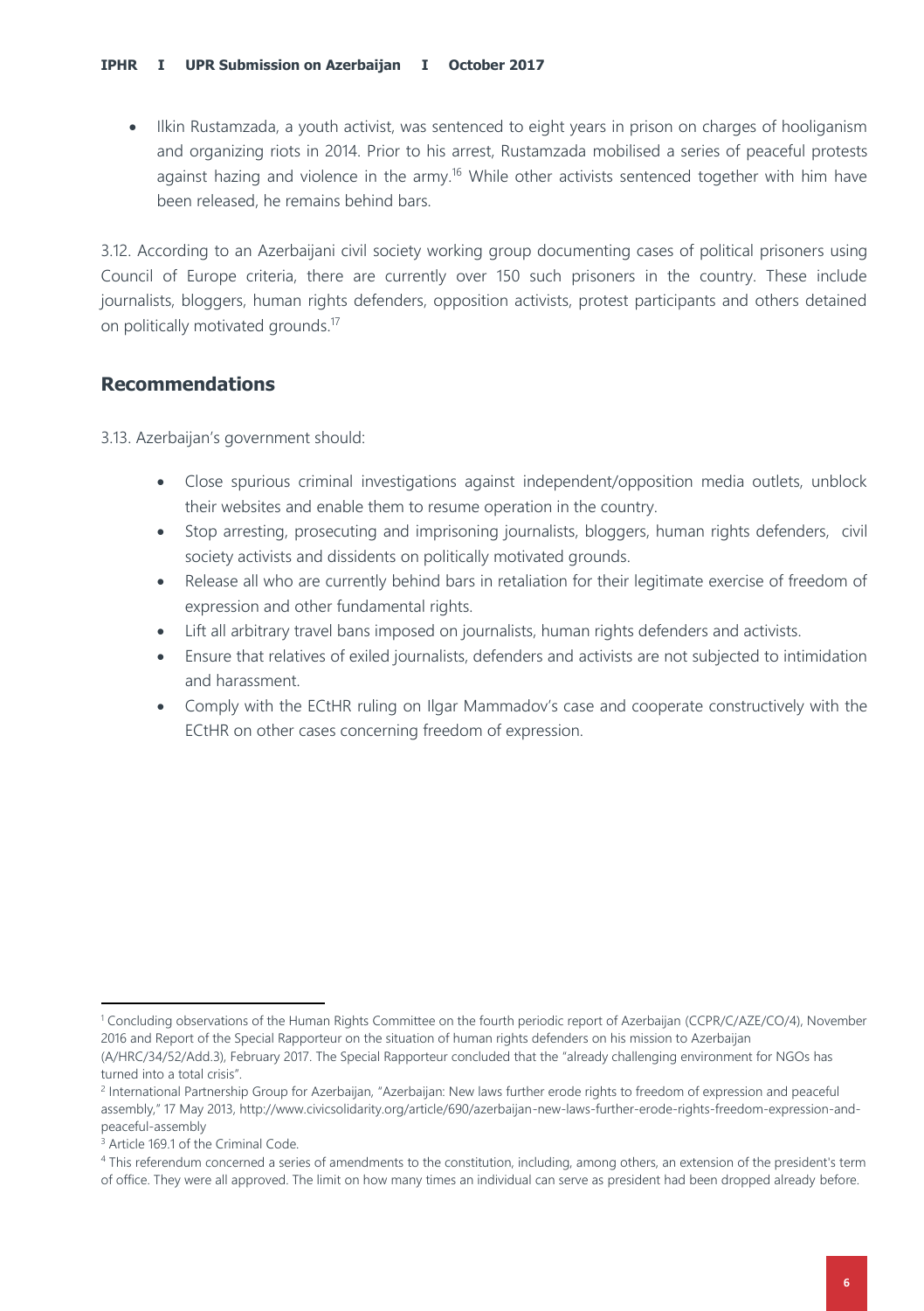- Ilkin Rustamzada, a youth activist, was sentenced to eight years in prison on charges of hooliganism and organizing riots in 2014. Prior to his arrest, Rustamzada mobilised a series of peaceful protests against hazing and violence in the army.[16] While other activists sentenced together with him have been released, he remains behind bars.

3.12. According to an Azerbaijani civil society working group documenting cases of political prisoners using Council of Europe criteria, there are currently over 150 such prisoners in the country. These include journalists, bloggers, human rights defenders, opposition activists, protest participants and others detained on politically motivated grounds.[17]

## Recommendations

3.13. Azerbaijan's government should:

- Close spurious criminal investigations against independent/opposition media outlets, unblock their websites and enable them to resume operation in the country.
- Stop arresting, prosecuting and imprisoning journalists, bloggers, human rights defenders, civil society activists and dissidents on politically motivated grounds.
- Release all who are currently behind bars in retaliation for their legitimate exercise of freedom of expression and other fundamental rights.
- Lift all arbitrary travel bans imposed on journalists, human rights defenders and activists.
- Ensure that relatives of exiled journalists, defenders and activists are not subjected to intimidation and harassment.
- Comply with the ECtHR ruling on Ilgar Mammadov's case and cooperate constructively with the ECtHR on other cases concerning freedom of expression.

---

[1] Concluding observations of the Human Rights Committee on the fourth periodic report of Azerbaijan (CCPR/C/AZE/CO/4), November 2016 and Report of the Special Rapporteur on the situation of human rights defenders on his mission to Azerbaijan (A/HRC/34/52/Add.3), February 2017. The Special Rapporteur concluded that the "already challenging environment for NGOs has turned into a total crisis".

[2] International Partnership Group for Azerbaijan, "Azerbaijan: New laws further erode rights to freedom of expression and peaceful assembly," 17 May 2013, http://www.civicsolidarity.org/article/690/azerbaijan-new-laws-further-erode-rights-freedom-expression-and-peaceful-assembly

[3] Article 169.1 of the Criminal Code.

[4] This referendum concerned a series of amendments to the constitution, including, among others, an extension of the president's term of office. They were all approved. The limit on how many times an individual can serve as president had been dropped already before.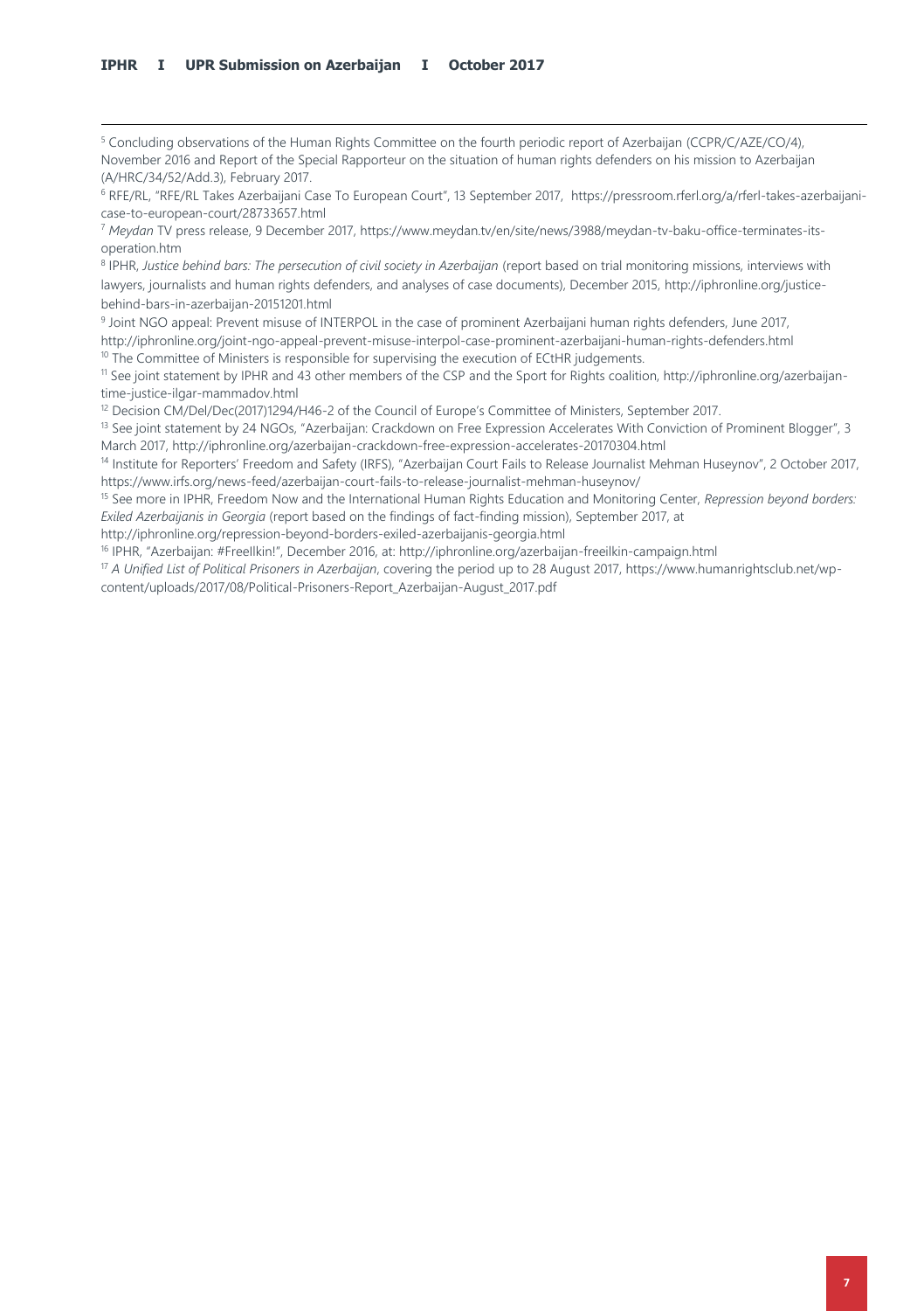[5] Concluding observations of the Human Rights Committee on the fourth periodic report of Azerbaijan (CCPR/C/AZE/CO/4), November 2016 and Report of the Special Rapporteur on the situation of human rights defenders on his mission to Azerbaijan (A/HRC/34/52/Add.3), February 2017.

[6] RFE/RL, "RFE/RL Takes Azerbaijani Case To European Court", 13 September 2017, https://pressroom.rferl.org/a/rferl-takes-azerbaijani-case-to-european-court/28733657.html

[7] *Meydan* TV press release, 9 December 2017, https://www.meydan.tv/en/site/news/3988/meydan-tv-baku-office-terminates-its-operation.htm

[8] IPHR, *Justice behind bars: The persecution of civil society in Azerbaijan* (report based on trial monitoring missions, interviews with lawyers, journalists and human rights defenders, and analyses of case documents), December 2015, http://iphronline.org/justice-behind-bars-in-azerbaijan-20151201.html

[9] Joint NGO appeal: Prevent misuse of INTERPOL in the case of prominent Azerbaijani human rights defenders, June 2017, http://iphronline.org/joint-ngo-appeal-prevent-misuse-interpol-case-prominent-azerbaijani-human-rights-defenders.html

[10] The Committee of Ministers is responsible for supervising the execution of ECtHR judgements.

[11] See joint statement by IPHR and 43 other members of the CSP and the Sport for Rights coalition, http://iphronline.org/azerbaijan-time-justice-ilgar-mammadov.html

[12] Decision CM/Del/Dec(2017)1294/H46-2 of the Council of Europe's Committee of Ministers, September 2017.

[13] See joint statement by 24 NGOs, "Azerbaijan: Crackdown on Free Expression Accelerates With Conviction of Prominent Blogger", 3 March 2017, http://iphronline.org/azerbaijan-crackdown-free-expression-accelerates-20170304.html

[14] Institute for Reporters' Freedom and Safety (IRFS), "Azerbaijan Court Fails to Release Journalist Mehman Huseynov", 2 October 2017, https://www.irfs.org/news-feed/azerbaijan-court-fails-to-release-journalist-mehman-huseynov/

[15] See more in IPHR, Freedom Now and the International Human Rights Education and Monitoring Center, *Repression beyond borders: Exiled Azerbaijanis in Georgia* (report based on the findings of fact-finding mission), September 2017, at http://iphronline.org/repression-beyond-borders-exiled-azerbaijanis-georgia.html

[16] IPHR, "Azerbaijan: #FreeIlkin!", December 2016, at: http://iphronline.org/azerbaijan-freeilkin-campaign.html

[17] *A Unified List of Political Prisoners in Azerbaijan*, covering the period up to 28 August 2017, https://www.humanrightsclub.net/wp-content/uploads/2017/08/Political-Prisoners-Report_Azerbaijan-August_2017.pdf